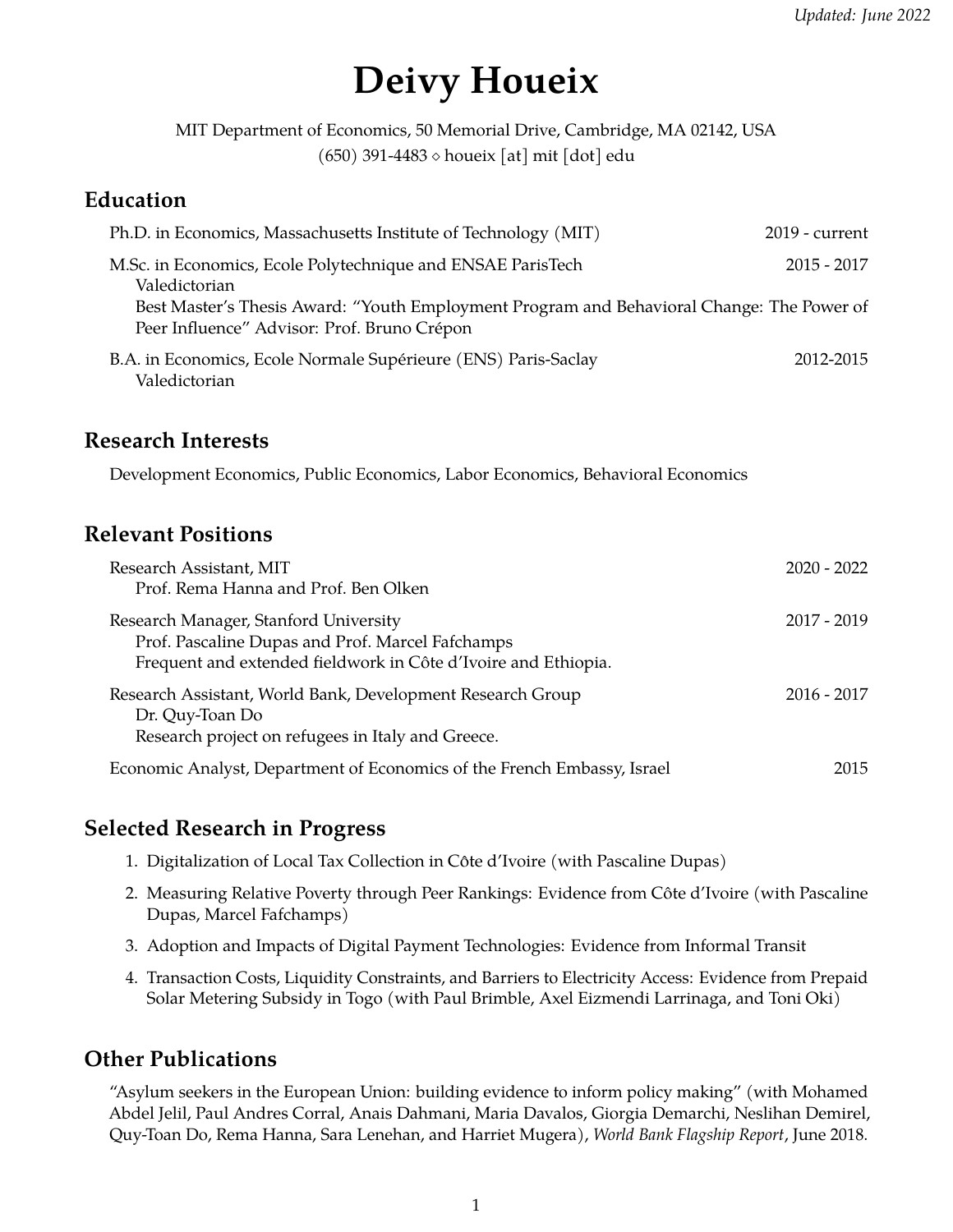*Updated: June 2022*

# Deivy Houeix

MIT Department of Economics, 50 Memorial Drive, Cambridge, MA 02142, USA
(650) 391-4483 ⋄ houeix [at] mit [dot] edu

## Education

Ph.D. in Economics, Massachusetts Institute of Technology (MIT) — 2019 - current

M.Sc. in Economics, Ecole Polytechnique and ENSAE ParisTech — 2015 - 2017
Valedictorian
Best Master's Thesis Award: "Youth Employment Program and Behavioral Change: The Power of Peer Influence" Advisor: Prof. Bruno Crépon

B.A. in Economics, Ecole Normale Supérieure (ENS) Paris-Saclay — 2012-2015
Valedictorian

## Research Interests

Development Economics, Public Economics, Labor Economics, Behavioral Economics

## Relevant Positions

Research Assistant, MIT — 2020 - 2022
Prof. Rema Hanna and Prof. Ben Olken

Research Manager, Stanford University — 2017 - 2019
Prof. Pascaline Dupas and Prof. Marcel Fafchamps
Frequent and extended fieldwork in Côte d'Ivoire and Ethiopia.

Research Assistant, World Bank, Development Research Group — 2016 - 2017
Dr. Quy-Toan Do
Research project on refugees in Italy and Greece.

Economic Analyst, Department of Economics of the French Embassy, Israel — 2015

## Selected Research in Progress

1. Digitalization of Local Tax Collection in Côte d'Ivoire (with Pascaline Dupas)
2. Measuring Relative Poverty through Peer Rankings: Evidence from Côte d'Ivoire (with Pascaline Dupas, Marcel Fafchamps)
3. Adoption and Impacts of Digital Payment Technologies: Evidence from Informal Transit
4. Transaction Costs, Liquidity Constraints, and Barriers to Electricity Access: Evidence from Prepaid Solar Metering Subsidy in Togo (with Paul Brimble, Axel Eizmendi Larrinaga, and Toni Oki)

## Other Publications

"Asylum seekers in the European Union: building evidence to inform policy making" (with Mohamed Abdel Jelil, Paul Andres Corral, Anais Dahmani, Maria Davalos, Giorgia Demarchi, Neslihan Demirel, Quy-Toan Do, Rema Hanna, Sara Lenehan, and Harriet Mugera), *World Bank Flagship Report*, June 2018.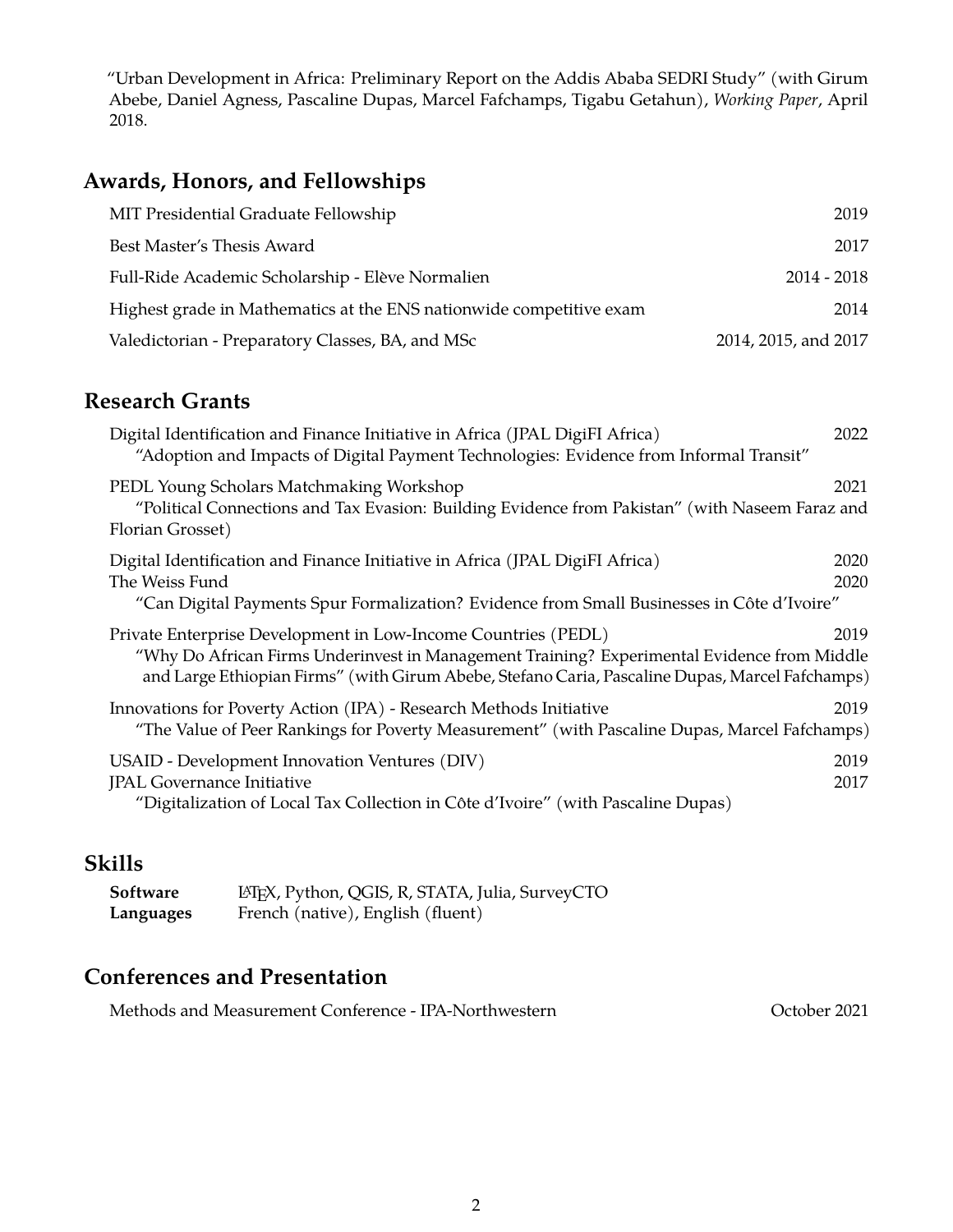"Urban Development in Africa: Preliminary Report on the Addis Ababa SEDRI Study" (with Girum Abebe, Daniel Agness, Pascaline Dupas, Marcel Fafchamps, Tigabu Getahun), *Working Paper*, April 2018.

## Awards, Honors, and Fellowships

| | |
|---|---|
| MIT Presidential Graduate Fellowship | 2019 |
| Best Master's Thesis Award | 2017 |
| Full-Ride Academic Scholarship - Elève Normalien | 2014 - 2018 |
| Highest grade in Mathematics at the ENS nationwide competitive exam | 2014 |
| Valedictorian - Preparatory Classes, BA, and MSc | 2014, 2015, and 2017 |

## Research Grants

Digital Identification and Finance Initiative in Africa (JPAL DigiFI Africa) — 2022
"Adoption and Impacts of Digital Payment Technologies: Evidence from Informal Transit"

PEDL Young Scholars Matchmaking Workshop — 2021
"Political Connections and Tax Evasion: Building Evidence from Pakistan" (with Naseem Faraz and Florian Grosset)

Digital Identification and Finance Initiative in Africa (JPAL DigiFI Africa) — 2020
The Weiss Fund — 2020
"Can Digital Payments Spur Formalization? Evidence from Small Businesses in Côte d'Ivoire"

Private Enterprise Development in Low-Income Countries (PEDL) — 2019
"Why Do African Firms Underinvest in Management Training? Experimental Evidence from Middle and Large Ethiopian Firms" (with Girum Abebe, Stefano Caria, Pascaline Dupas, Marcel Fafchamps)

Innovations for Poverty Action (IPA) - Research Methods Initiative — 2019
"The Value of Peer Rankings for Poverty Measurement" (with Pascaline Dupas, Marcel Fafchamps)

USAID - Development Innovation Ventures (DIV) — 2019
JPAL Governance Initiative — 2017
"Digitalization of Local Tax Collection in Côte d'Ivoire" (with Pascaline Dupas)

## Skills

**Software** LaTeX, Python, QGIS, R, STATA, Julia, SurveyCTO
**Languages** French (native), English (fluent)

## Conferences and Presentation

Methods and Measurement Conference - IPA-Northwestern — October 2021